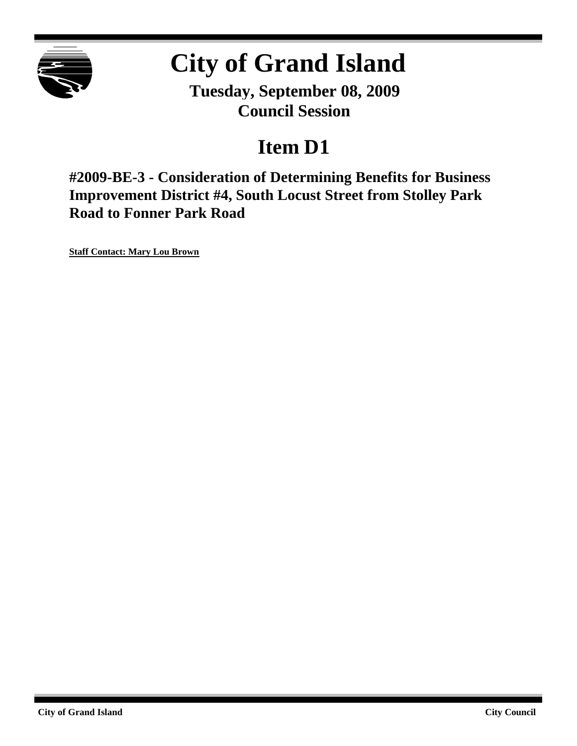# City of Grand Island

**Tuesday, September 08, 2009**
**Council Session**

## Item D1

### #2009-BE-3 - Consideration of Determining Benefits for Business Improvement District #4, South Locust Street from Stolley Park Road to Fonner Park Road

**Staff Contact: Mary Lou Brown**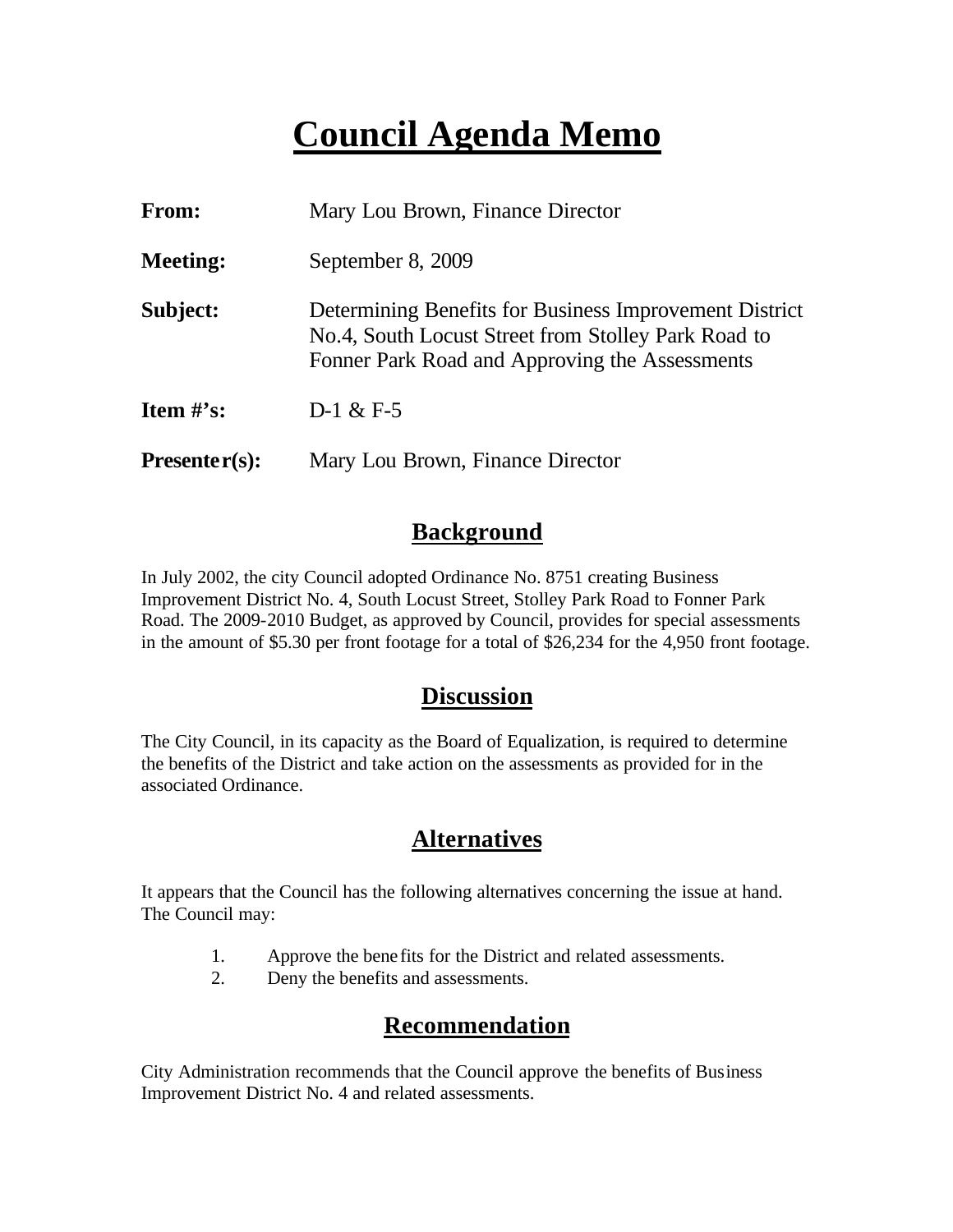# Council Agenda Memo

| | |
|---|---|
| **From:** | Mary Lou Brown, Finance Director |
| **Meeting:** | September 8, 2009 |
| **Subject:** | Determining Benefits for Business Improvement District No.4, South Locust Street from Stolley Park Road to Fonner Park Road and Approving the Assessments |
| **Item #'s:** | D-1 & F-5 |
| **Presenter(s):** | Mary Lou Brown, Finance Director |

## Background

In July 2002, the city Council adopted Ordinance No. 8751 creating Business Improvement District No. 4, South Locust Street, Stolley Park Road to Fonner Park Road. The 2009-2010 Budget, as approved by Council, provides for special assessments in the amount of $5.30 per front footage for a total of $26,234 for the 4,950 front footage.

## Discussion

The City Council, in its capacity as the Board of Equalization, is required to determine the benefits of the District and take action on the assessments as provided for in the associated Ordinance.

## Alternatives

It appears that the Council has the following alternatives concerning the issue at hand. The Council may:

1. Approve the benefits for the District and related assessments.
2. Deny the benefits and assessments.

## Recommendation

City Administration recommends that the Council approve the benefits of Business Improvement District No. 4 and related assessments.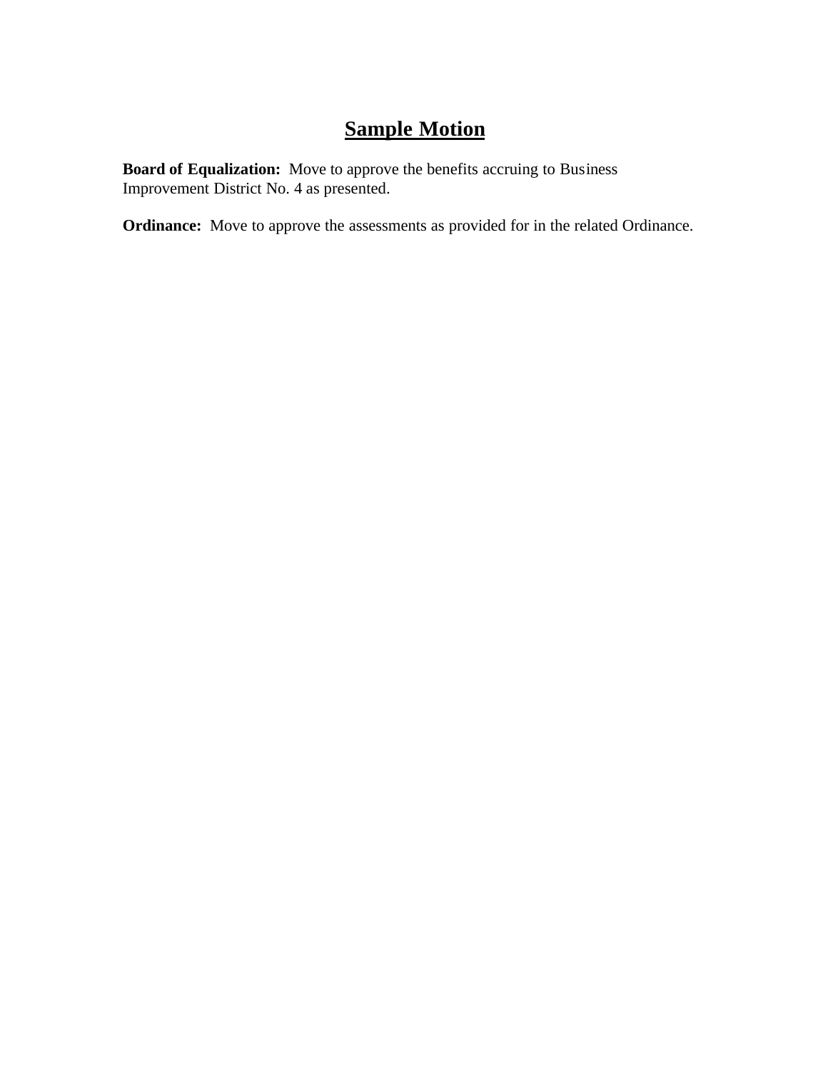# Sample Motion

**Board of Equalization:** Move to approve the benefits accruing to Business Improvement District No. 4 as presented.

**Ordinance:** Move to approve the assessments as provided for in the related Ordinance.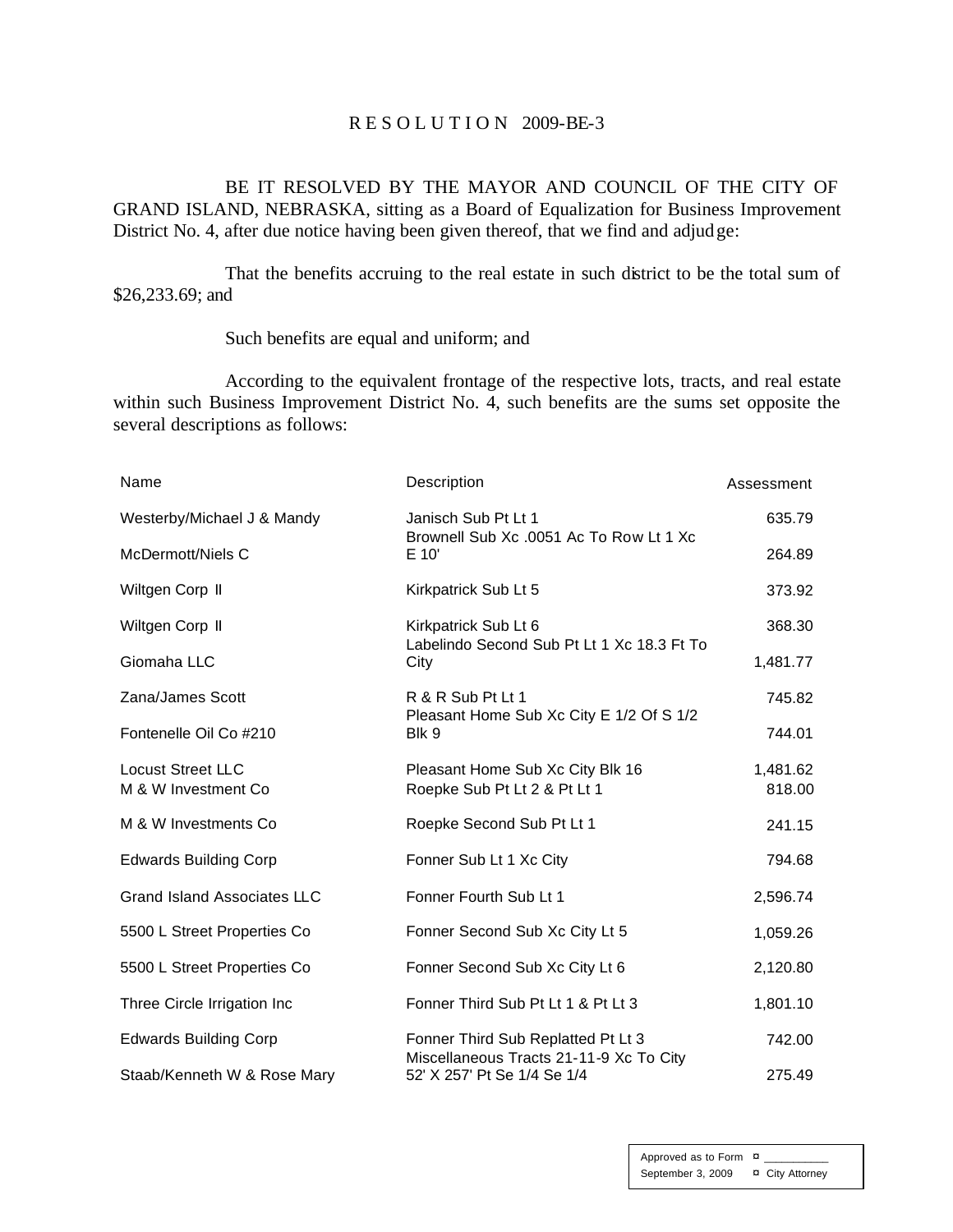# RESOLUTION 2009-BE-3

BE IT RESOLVED BY THE MAYOR AND COUNCIL OF THE CITY OF GRAND ISLAND, NEBRASKA, sitting as a Board of Equalization for Business Improvement District No. 4, after due notice having been given thereof, that we find and adjudge:

That the benefits accruing to the real estate in such district to be the total sum of $26,233.69; and

Such benefits are equal and uniform; and

According to the equivalent frontage of the respective lots, tracts, and real estate within such Business Improvement District No. 4, such benefits are the sums set opposite the several descriptions as follows:

| Name | Description | Assessment |
|---|---|---|
| Westerby/Michael J & Mandy | Janisch Sub Pt Lt 1 | 635.79 |
| McDermott/Niels C | Brownell Sub Xc .0051 Ac To Row Lt 1 Xc E 10' | 264.89 |
| Wiltgen Corp II | Kirkpatrick Sub Lt 5 | 373.92 |
| Wiltgen Corp II | Kirkpatrick Sub Lt 6 | 368.30 |
| Giomaha LLC | Labelindo Second Sub Pt Lt 1 Xc 18.3 Ft To City | 1,481.77 |
| Zana/James Scott | R & R Sub Pt Lt 1 | 745.82 |
| Fontenelle Oil Co #210 | Pleasant Home Sub Xc City E 1/2 Of S 1/2 Blk 9 | 744.01 |
| Locust Street LLC | Pleasant Home Sub Xc City Blk 16 | 1,481.62 |
| M & W Investment Co | Roepke Sub Pt Lt 2 & Pt Lt 1 | 818.00 |
| M & W Investments Co | Roepke Second Sub Pt Lt 1 | 241.15 |
| Edwards Building Corp | Fonner Sub Lt 1 Xc City | 794.68 |
| Grand Island Associates LLC | Fonner Fourth Sub Lt 1 | 2,596.74 |
| 5500 L Street Properties Co | Fonner Second Sub Xc City Lt 5 | 1,059.26 |
| 5500 L Street Properties Co | Fonner Second Sub Xc City Lt 6 | 2,120.80 |
| Three Circle Irrigation Inc | Fonner Third Sub Pt Lt 1 & Pt Lt 3 | 1,801.10 |
| Edwards Building Corp | Fonner Third Sub Replatted Pt Lt 3 | 742.00 |
| Staab/Kenneth W & Rose Mary | Miscellaneous Tracts 21-11-9 Xc To City 52' X 257' Pt Se 1/4 Se 1/4 | 275.49 |

Approved as to Form ¤ ___________
September 3, 2009 ¤ City Attorney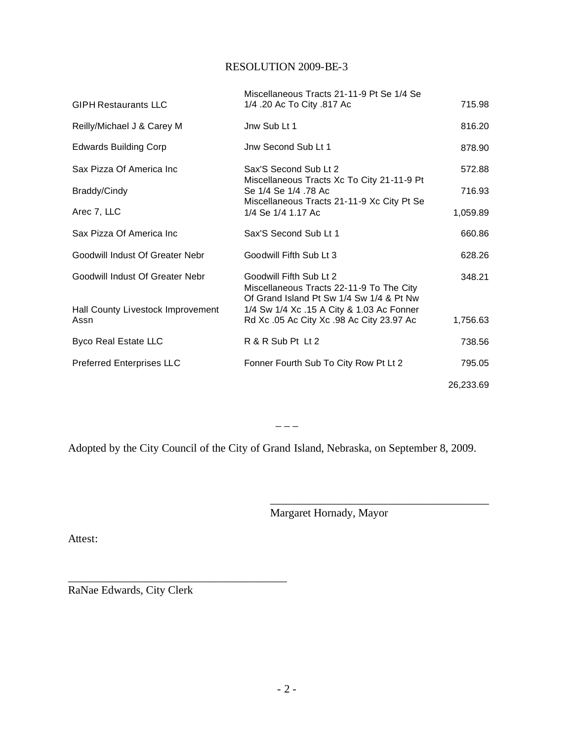RESOLUTION 2009-BE-3

| | | |
|---|---|---|
| GIPH Restaurants LLC | Miscellaneous Tracts 21-11-9 Pt Se 1/4 Se 1/4 .20 Ac To City .817 Ac | 715.98 |
| Reilly/Michael J & Carey M | Jnw Sub Lt 1 | 816.20 |
| Edwards Building Corp | Jnw Second Sub Lt 1 | 878.90 |
| Sax Pizza Of America Inc | Sax'S Second Sub Lt 2 | 572.88 |
| Braddy/Cindy | Miscellaneous Tracts Xc To City 21-11-9 Pt Se 1/4 Se 1/4 .78 Ac | 716.93 |
| Arec 7, LLC | Miscellaneous Tracts 21-11-9 Xc City Pt Se 1/4 Se 1/4 1.17 Ac | 1,059.89 |
| Sax Pizza Of America Inc | Sax'S Second Sub Lt 1 | 660.86 |
| Goodwill Indust Of Greater Nebr | Goodwill Fifth Sub Lt 3 | 628.26 |
| Goodwill Indust Of Greater Nebr | Goodwill Fifth Sub Lt 2 | 348.21 |
| Hall County Livestock Improvement Assn | Miscellaneous Tracts 22-11-9 To The City Of Grand Island Pt Sw 1/4 Sw 1/4 & Pt Nw 1/4 Sw 1/4 Xc .15 A City & 1.03 Ac Fonner Rd Xc .05 Ac City Xc .98 Ac City 23.97 Ac | 1,756.63 |
| Byco Real Estate LLC | R & R Sub Pt Lt 2 | 738.56 |
| Preferred Enterprises LLC | Fonner Fourth Sub To City Row Pt Lt 2 | 795.05 |
| | | 26,233.69 |

– – –

Adopted by the City Council of the City of Grand Island, Nebraska, on September 8, 2009.

_______________________________________
Margaret Hornady, Mayor

Attest:

_______________________________________
RaNae Edwards, City Clerk